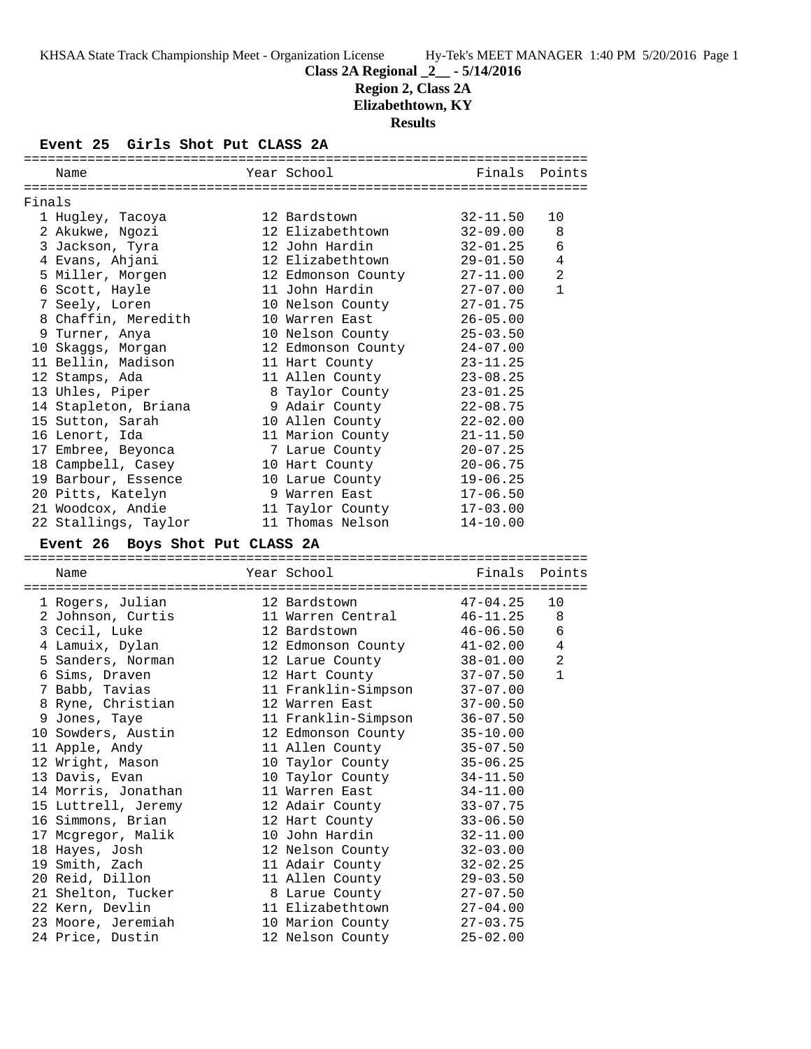# Class 2A Regional _2__ - 5/14/2016

## Region 2, Class 2A

## Elizabethtown, KY

## Results

### Event 25 Girls Shot Put CLASS 2A

Finals

| | Name | Year | School | Finals | Points |
|---|---|---|---|---|---|
| 1 | Hugley, Tacoya | 12 | Bardstown | 32-11.50 | 10 |
| 2 | Akukwe, Ngozi | 12 | Elizabethtown | 32-09.00 | 8 |
| 3 | Jackson, Tyra | 12 | John Hardin | 32-01.25 | 6 |
| 4 | Evans, Ahjani | 12 | Elizabethtown | 29-01.50 | 4 |
| 5 | Miller, Morgen | 12 | Edmonson County | 27-11.00 | 2 |
| 6 | Scott, Hayle | 11 | John Hardin | 27-07.00 | 1 |
| 7 | Seely, Loren | 10 | Nelson County | 27-01.75 | |
| 8 | Chaffin, Meredith | 10 | Warren East | 26-05.00 | |
| 9 | Turner, Anya | 10 | Nelson County | 25-03.50 | |
| 10 | Skaggs, Morgan | 12 | Edmonson County | 24-07.00 | |
| 11 | Bellin, Madison | 11 | Hart County | 23-11.25 | |
| 12 | Stamps, Ada | 11 | Allen County | 23-08.25 | |
| 13 | Uhles, Piper | 8 | Taylor County | 23-01.25 | |
| 14 | Stapleton, Briana | 9 | Adair County | 22-08.75 | |
| 15 | Sutton, Sarah | 10 | Allen County | 22-02.00 | |
| 16 | Lenort, Ida | 11 | Marion County | 21-11.50 | |
| 17 | Embree, Beyonca | 7 | Larue County | 20-07.25 | |
| 18 | Campbell, Casey | 10 | Hart County | 20-06.75 | |
| 19 | Barbour, Essence | 10 | Larue County | 19-06.25 | |
| 20 | Pitts, Katelyn | 9 | Warren East | 17-06.50 | |
| 21 | Woodcox, Andie | 11 | Taylor County | 17-03.00 | |
| 22 | Stallings, Taylor | 11 | Thomas Nelson | 14-10.00 | |

### Event 26 Boys Shot Put CLASS 2A

| | Name | Year | School | Finals | Points |
|---|---|---|---|---|---|
| 1 | Rogers, Julian | 12 | Bardstown | 47-04.25 | 10 |
| 2 | Johnson, Curtis | 11 | Warren Central | 46-11.25 | 8 |
| 3 | Cecil, Luke | 12 | Bardstown | 46-06.50 | 6 |
| 4 | Lamuix, Dylan | 12 | Edmonson County | 41-02.00 | 4 |
| 5 | Sanders, Norman | 12 | Larue County | 38-01.00 | 2 |
| 6 | Sims, Draven | 12 | Hart County | 37-07.50 | 1 |
| 7 | Babb, Tavias | 11 | Franklin-Simpson | 37-07.00 | |
| 8 | Ryne, Christian | 12 | Warren East | 37-00.50 | |
| 9 | Jones, Taye | 11 | Franklin-Simpson | 36-07.50 | |
| 10 | Sowders, Austin | 12 | Edmonson County | 35-10.00 | |
| 11 | Apple, Andy | 11 | Allen County | 35-07.50 | |
| 12 | Wright, Mason | 10 | Taylor County | 35-06.25 | |
| 13 | Davis, Evan | 10 | Taylor County | 34-11.50 | |
| 14 | Morris, Jonathan | 11 | Warren East | 34-11.00 | |
| 15 | Luttrell, Jeremy | 12 | Adair County | 33-07.75 | |
| 16 | Simmons, Brian | 12 | Hart County | 33-06.50 | |
| 17 | Mcgregor, Malik | 10 | John Hardin | 32-11.00 | |
| 18 | Hayes, Josh | 12 | Nelson County | 32-03.00 | |
| 19 | Smith, Zach | 11 | Adair County | 32-02.25 | |
| 20 | Reid, Dillon | 11 | Allen County | 29-03.50 | |
| 21 | Shelton, Tucker | 8 | Larue County | 27-07.50 | |
| 22 | Kern, Devlin | 11 | Elizabethtown | 27-04.00 | |
| 23 | Moore, Jeremiah | 10 | Marion County | 27-03.75 | |
| 24 | Price, Dustin | 12 | Nelson County | 25-02.00 | |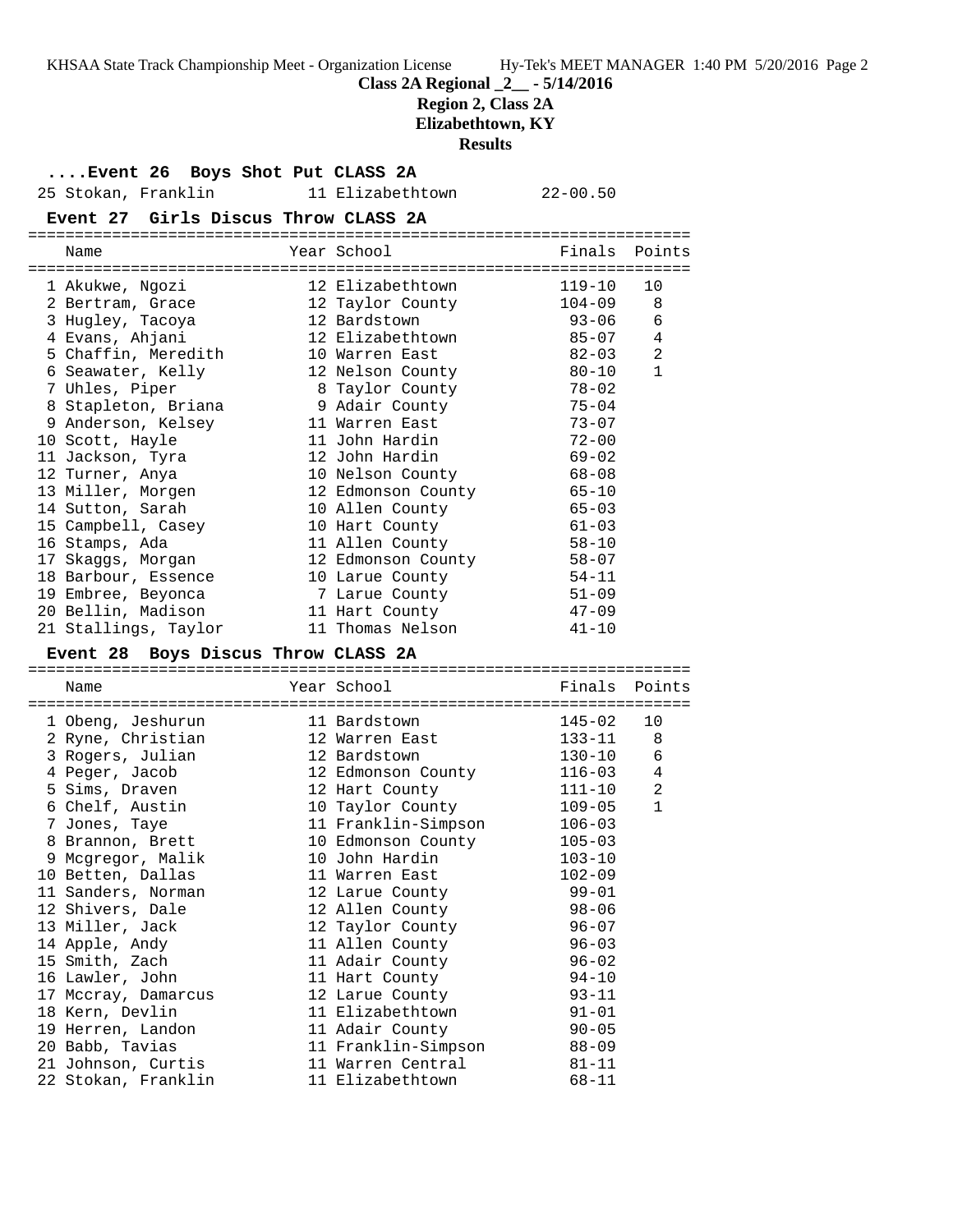**Class 2A Regional _2__ - 5/14/2016**

**Region 2, Class 2A**

**Elizabethtown, KY**

**Results**

### ....Event 26 Boys Shot Put CLASS 2A

| Place | Name | Year | School | Finals |
|---|---|---|---|---|
| 25 | Stokan, Franklin | 11 | Elizabethtown | 22-00.50 |

### Event 27 Girls Discus Throw CLASS 2A

| Place | Name | Year | School | Finals | Points |
|---|---|---|---|---|---|
| 1 | Akukwe, Ngozi | 12 | Elizabethtown | 119-10 | 10 |
| 2 | Bertram, Grace | 12 | Taylor County | 104-09 | 8 |
| 3 | Hugley, Tacoya | 12 | Bardstown | 93-06 | 6 |
| 4 | Evans, Ahjani | 12 | Elizabethtown | 85-07 | 4 |
| 5 | Chaffin, Meredith | 10 | Warren East | 82-03 | 2 |
| 6 | Seawater, Kelly | 12 | Nelson County | 80-10 | 1 |
| 7 | Uhles, Piper | 8 | Taylor County | 78-02 | |
| 8 | Stapleton, Briana | 9 | Adair County | 75-04 | |
| 9 | Anderson, Kelsey | 11 | Warren East | 73-07 | |
| 10 | Scott, Hayle | 11 | John Hardin | 72-00 | |
| 11 | Jackson, Tyra | 12 | John Hardin | 69-02 | |
| 12 | Turner, Anya | 10 | Nelson County | 68-08 | |
| 13 | Miller, Morgen | 12 | Edmonson County | 65-10 | |
| 14 | Sutton, Sarah | 10 | Allen County | 65-03 | |
| 15 | Campbell, Casey | 10 | Hart County | 61-03 | |
| 16 | Stamps, Ada | 11 | Allen County | 58-10 | |
| 17 | Skaggs, Morgan | 12 | Edmonson County | 58-07 | |
| 18 | Barbour, Essence | 10 | Larue County | 54-11 | |
| 19 | Embree, Beyonca | 7 | Larue County | 51-09 | |
| 20 | Bellin, Madison | 11 | Hart County | 47-09 | |
| 21 | Stallings, Taylor | 11 | Thomas Nelson | 41-10 | |

### Event 28 Boys Discus Throw CLASS 2A

| Place | Name | Year | School | Finals | Points |
|---|---|---|---|---|---|
| 1 | Obeng, Jeshurun | 11 | Bardstown | 145-02 | 10 |
| 2 | Ryne, Christian | 12 | Warren East | 133-11 | 8 |
| 3 | Rogers, Julian | 12 | Bardstown | 130-10 | 6 |
| 4 | Peger, Jacob | 12 | Edmonson County | 116-03 | 4 |
| 5 | Sims, Draven | 12 | Hart County | 111-10 | 2 |
| 6 | Chelf, Austin | 10 | Taylor County | 109-05 | 1 |
| 7 | Jones, Taye | 11 | Franklin-Simpson | 106-03 | |
| 8 | Brannon, Brett | 10 | Edmonson County | 105-03 | |
| 9 | Mcgregor, Malik | 10 | John Hardin | 103-10 | |
| 10 | Betten, Dallas | 11 | Warren East | 102-09 | |
| 11 | Sanders, Norman | 12 | Larue County | 99-01 | |
| 12 | Shivers, Dale | 12 | Allen County | 98-06 | |
| 13 | Miller, Jack | 12 | Taylor County | 96-07 | |
| 14 | Apple, Andy | 11 | Allen County | 96-03 | |
| 15 | Smith, Zach | 11 | Adair County | 96-02 | |
| 16 | Lawler, John | 11 | Hart County | 94-10 | |
| 17 | Mccray, Damarcus | 12 | Larue County | 93-11 | |
| 18 | Kern, Devlin | 11 | Elizabethtown | 91-01 | |
| 19 | Herren, Landon | 11 | Adair County | 90-05 | |
| 20 | Babb, Tavias | 11 | Franklin-Simpson | 88-09 | |
| 21 | Johnson, Curtis | 11 | Warren Central | 81-11 | |
| 22 | Stokan, Franklin | 11 | Elizabethtown | 68-11 | |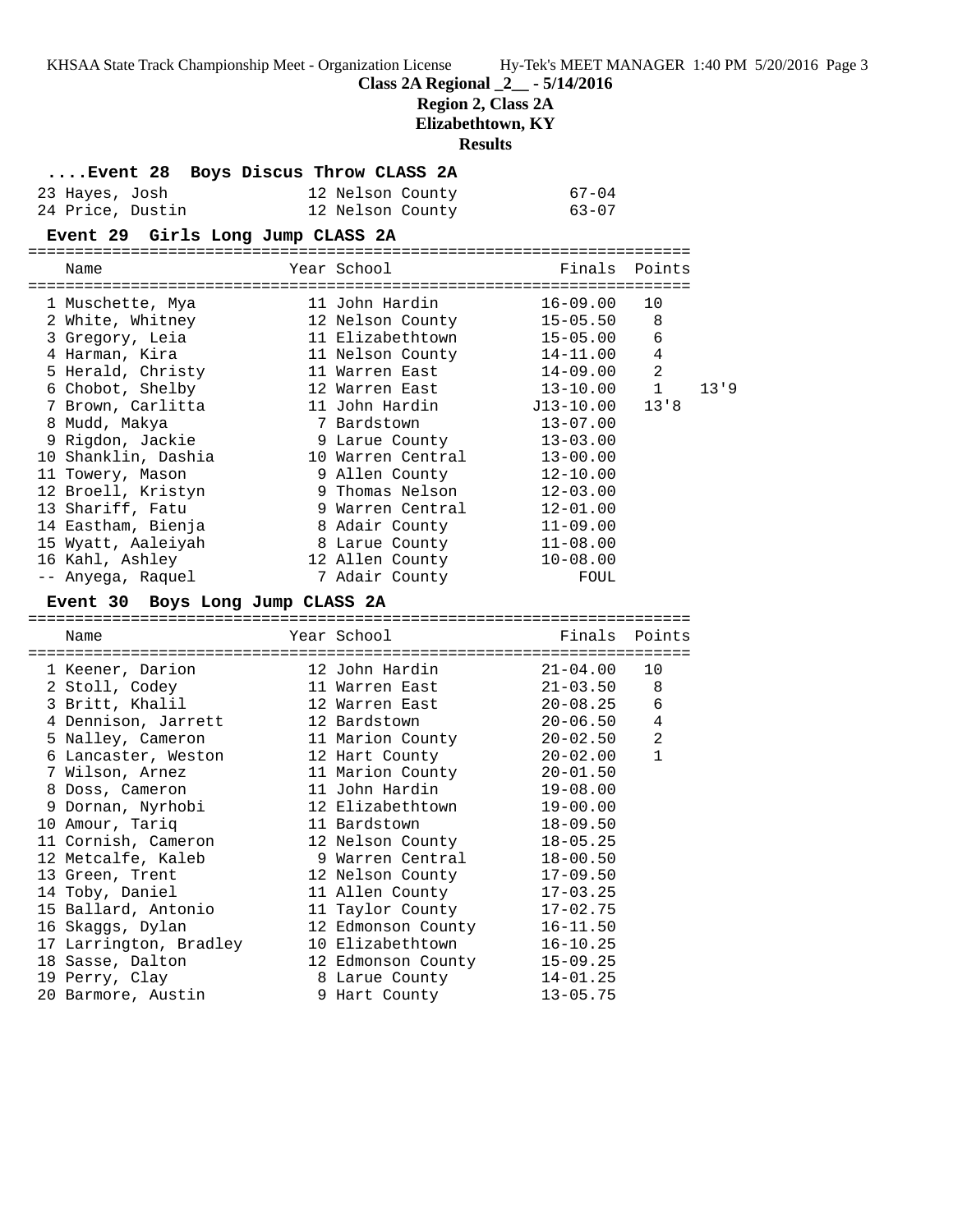**Class 2A Regional _2__ - 5/14/2016**

**Region 2, Class 2A**

**Elizabethtown, KY**

**Results**

### ....Event 28 Boys Discus Throw CLASS 2A

| Place | Name | Year | School | Finals |
|---|---|---|---|---|
| 23 | Hayes, Josh | 12 | Nelson County | 67-04 |
| 24 | Price, Dustin | 12 | Nelson County | 63-07 |

### Event 29 Girls Long Jump CLASS 2A

| Place | Name | Year | School | Finals | Points | |
|---|---|---|---|---|---|---|
| 1 | Muschette, Mya | 11 | John Hardin | 16-09.00 | 10 | |
| 2 | White, Whitney | 12 | Nelson County | 15-05.50 | 8 | |
| 3 | Gregory, Leia | 11 | Elizabethtown | 15-05.00 | 6 | |
| 4 | Harman, Kira | 11 | Nelson County | 14-11.00 | 4 | |
| 5 | Herald, Christy | 11 | Warren East | 14-09.00 | 2 | |
| 6 | Chobot, Shelby | 12 | Warren East | 13-10.00 | 1 | 13'9 |
| 7 | Brown, Carlitta | 11 | John Hardin | J13-10.00 | 13'8 | |
| 8 | Mudd, Makya | 7 | Bardstown | 13-07.00 | | |
| 9 | Rigdon, Jackie | 9 | Larue County | 13-03.00 | | |
| 10 | Shanklin, Dashia | 10 | Warren Central | 13-00.00 | | |
| 11 | Towery, Mason | 9 | Allen County | 12-10.00 | | |
| 12 | Broell, Kristyn | 9 | Thomas Nelson | 12-03.00 | | |
| 13 | Shariff, Fatu | 9 | Warren Central | 12-01.00 | | |
| 14 | Eastham, Bienja | 8 | Adair County | 11-09.00 | | |
| 15 | Wyatt, Aaleiyah | 8 | Larue County | 11-08.00 | | |
| 16 | Kahl, Ashley | 12 | Allen County | 10-08.00 | | |
| -- | Anyega, Raquel | 7 | Adair County | FOUL | | |

### Event 30 Boys Long Jump CLASS 2A

| Place | Name | Year | School | Finals | Points |
|---|---|---|---|---|---|
| 1 | Keener, Darion | 12 | John Hardin | 21-04.00 | 10 |
| 2 | Stoll, Codey | 11 | Warren East | 21-03.50 | 8 |
| 3 | Britt, Khalil | 12 | Warren East | 20-08.25 | 6 |
| 4 | Dennison, Jarrett | 12 | Bardstown | 20-06.50 | 4 |
| 5 | Nalley, Cameron | 11 | Marion County | 20-02.50 | 2 |
| 6 | Lancaster, Weston | 12 | Hart County | 20-02.00 | 1 |
| 7 | Wilson, Arnez | 11 | Marion County | 20-01.50 | |
| 8 | Doss, Cameron | 11 | John Hardin | 19-08.00 | |
| 9 | Dornan, Nyrhobi | 12 | Elizabethtown | 19-00.00 | |
| 10 | Amour, Tariq | 11 | Bardstown | 18-09.50 | |
| 11 | Cornish, Cameron | 12 | Nelson County | 18-05.25 | |
| 12 | Metcalfe, Kaleb | 9 | Warren Central | 18-00.50 | |
| 13 | Green, Trent | 12 | Nelson County | 17-09.50 | |
| 14 | Toby, Daniel | 11 | Allen County | 17-03.25 | |
| 15 | Ballard, Antonio | 11 | Taylor County | 17-02.75 | |
| 16 | Skaggs, Dylan | 12 | Edmonson County | 16-11.50 | |
| 17 | Larrington, Bradley | 10 | Elizabethtown | 16-10.25 | |
| 18 | Sasse, Dalton | 12 | Edmonson County | 15-09.25 | |
| 19 | Perry, Clay | 8 | Larue County | 14-01.25 | |
| 20 | Barmore, Austin | 9 | Hart County | 13-05.75 | |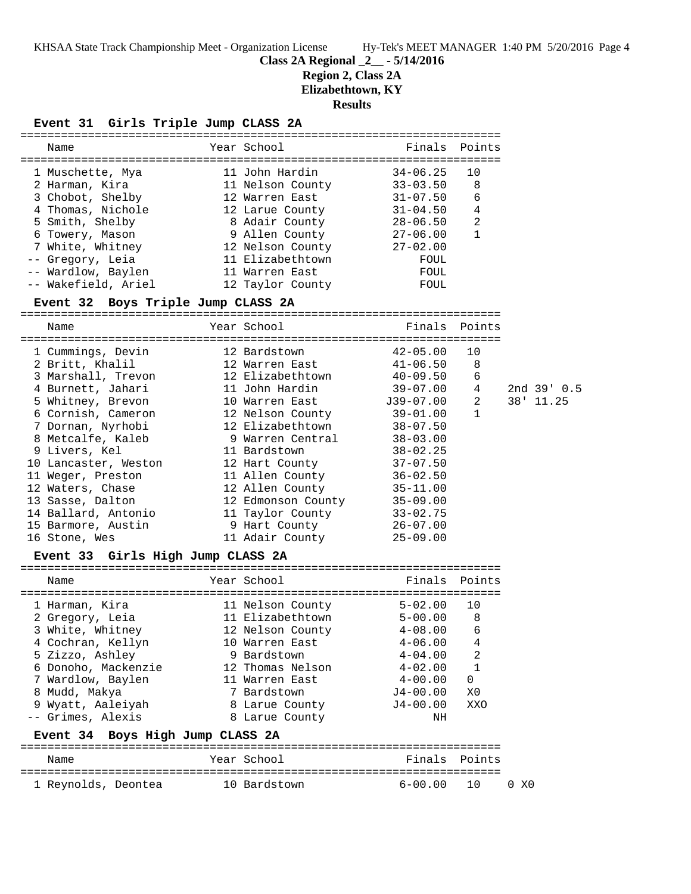**Class 2A Regional _2__ - 5/14/2016**

**Region 2, Class 2A**

**Elizabethtown, KY**

**Results**

### Event 31 Girls Triple Jump CLASS 2A

| | Name | Year | School | Finals | Points |
|---|---|---|---|---|---|
| 1 | Muschette, Mya | 11 | John Hardin | 34-06.25 | 10 |
| 2 | Harman, Kira | 11 | Nelson County | 33-03.50 | 8 |
| 3 | Chobot, Shelby | 12 | Warren East | 31-07.50 | 6 |
| 4 | Thomas, Nichole | 12 | Larue County | 31-04.50 | 4 |
| 5 | Smith, Shelby | 8 | Adair County | 28-06.50 | 2 |
| 6 | Towery, Mason | 9 | Allen County | 27-06.00 | 1 |
| 7 | White, Whitney | 12 | Nelson County | 27-02.00 | |
| -- | Gregory, Leia | 11 | Elizabethtown | FOUL | |
| -- | Wardlow, Baylen | 11 | Warren East | FOUL | |
| -- | Wakefield, Ariel | 12 | Taylor County | FOUL | |

### Event 32 Boys Triple Jump CLASS 2A

| | Name | Year | School | Finals | Points | |
|---|---|---|---|---|---|---|
| 1 | Cummings, Devin | 12 | Bardstown | 42-05.00 | 10 | |
| 2 | Britt, Khalil | 12 | Warren East | 41-06.50 | 8 | |
| 3 | Marshall, Trevon | 12 | Elizabethtown | 40-09.50 | 6 | |
| 4 | Burnett, Jahari | 11 | John Hardin | 39-07.00 | 4 | 2nd 39' 0.5 |
| 5 | Whitney, Brevon | 10 | Warren East | J39-07.00 | 2 | 38' 11.25 |
| 6 | Cornish, Cameron | 12 | Nelson County | 39-01.00 | 1 | |
| 7 | Dornan, Nyrhobi | 12 | Elizabethtown | 38-07.50 | | |
| 8 | Metcalfe, Kaleb | 9 | Warren Central | 38-03.00 | | |
| 9 | Livers, Kel | 11 | Bardstown | 38-02.25 | | |
| 10 | Lancaster, Weston | 12 | Hart County | 37-07.50 | | |
| 11 | Weger, Preston | 11 | Allen County | 36-02.50 | | |
| 12 | Waters, Chase | 12 | Allen County | 35-11.00 | | |
| 13 | Sasse, Dalton | 12 | Edmonson County | 35-09.00 | | |
| 14 | Ballard, Antonio | 11 | Taylor County | 33-02.75 | | |
| 15 | Barmore, Austin | 9 | Hart County | 26-07.00 | | |
| 16 | Stone, Wes | 11 | Adair County | 25-09.00 | | |

### Event 33 Girls High Jump CLASS 2A

| | Name | Year | School | Finals | Points |
|---|---|---|---|---|---|
| 1 | Harman, Kira | 11 | Nelson County | 5-02.00 | 10 |
| 2 | Gregory, Leia | 11 | Elizabethtown | 5-00.00 | 8 |
| 3 | White, Whitney | 12 | Nelson County | 4-08.00 | 6 |
| 4 | Cochran, Kellyn | 10 | Warren East | 4-06.00 | 4 |
| 5 | Zizzo, Ashley | 9 | Bardstown | 4-04.00 | 2 |
| 6 | Donoho, Mackenzie | 12 | Thomas Nelson | 4-02.00 | 1 |
| 7 | Wardlow, Baylen | 11 | Warren East | 4-00.00 | 0 |
| 8 | Mudd, Makya | 7 | Bardstown | J4-00.00 | X0 |
| 9 | Wyatt, Aaleiyah | 8 | Larue County | J4-00.00 | XXO |
| -- | Grimes, Alexis | 8 | Larue County | NH | |

### Event 34 Boys High Jump CLASS 2A

| | Name | Year | School | Finals | Points | |
|---|---|---|---|---|---|---|
| 1 | Reynolds, Deontea | 10 | Bardstown | 6-00.00 | 10 | 0 X0 |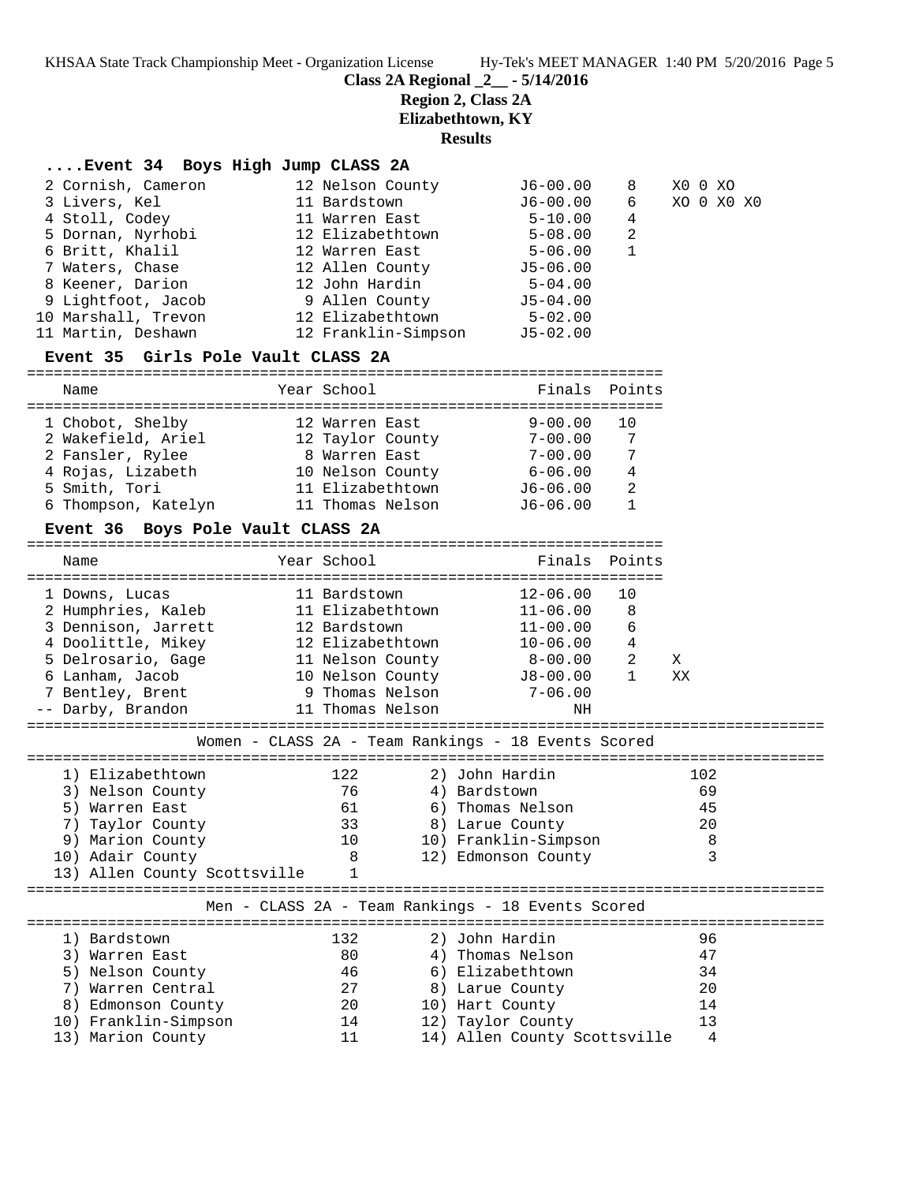**Class 2A Regional _2__ - 5/14/2016**
**Region 2, Class 2A**
**Elizabethtown, KY**
**Results**

### ....Event 34 Boys High Jump CLASS 2A

| | | | | | |
|---|---|---|---|---|---|
| 2 Cornish, Cameron | 12 Nelson County | J6-00.00 | 8 | X0 0 XO |
| 3 Livers, Kel | 11 Bardstown | J6-00.00 | 6 | XO 0 X0 X0 |
| 4 Stoll, Codey | 11 Warren East | 5-10.00 | 4 | |
| 5 Dornan, Nyrhobi | 12 Elizabethtown | 5-08.00 | 2 | |
| 6 Britt, Khalil | 12 Warren East | 5-06.00 | 1 | |
| 7 Waters, Chase | 12 Allen County | J5-06.00 | | |
| 8 Keener, Darion | 12 John Hardin | 5-04.00 | | |
| 9 Lightfoot, Jacob | 9 Allen County | J5-04.00 | | |
| 10 Marshall, Trevon | 12 Elizabethtown | 5-02.00 | | |
| 11 Martin, Deshawn | 12 Franklin-Simpson | J5-02.00 | | |

### Event 35 Girls Pole Vault CLASS 2A

| Name | Year School | Finals | Points |
|---|---|---|---|
| 1 Chobot, Shelby | 12 Warren East | 9-00.00 | 10 |
| 2 Wakefield, Ariel | 12 Taylor County | 7-00.00 | 7 |
| 2 Fansler, Rylee | 8 Warren East | 7-00.00 | 7 |
| 4 Rojas, Lizabeth | 10 Nelson County | 6-06.00 | 4 |
| 5 Smith, Tori | 11 Elizabethtown | J6-06.00 | 2 |
| 6 Thompson, Katelyn | 11 Thomas Nelson | J6-06.00 | 1 |

### Event 36 Boys Pole Vault CLASS 2A

| Name | Year School | Finals | Points | |
|---|---|---|---|---|
| 1 Downs, Lucas | 11 Bardstown | 12-06.00 | 10 | |
| 2 Humphries, Kaleb | 11 Elizabethtown | 11-06.00 | 8 | |
| 3 Dennison, Jarrett | 12 Bardstown | 11-00.00 | 6 | |
| 4 Doolittle, Mikey | 12 Elizabethtown | 10-06.00 | 4 | |
| 5 Delrosario, Gage | 11 Nelson County | 8-00.00 | 2 | X |
| 6 Lanham, Jacob | 10 Nelson County | J8-00.00 | 1 | XX |
| 7 Bentley, Brent | 9 Thomas Nelson | 7-06.00 | | |
| -- Darby, Brandon | 11 Thomas Nelson | NH | | |

### Women - CLASS 2A - Team Rankings - 18 Events Scored

| | | | |
|---|---|---|---|
| 1) Elizabethtown | 122 | 2) John Hardin | 102 |
| 3) Nelson County | 76 | 4) Bardstown | 69 |
| 5) Warren East | 61 | 6) Thomas Nelson | 45 |
| 7) Taylor County | 33 | 8) Larue County | 20 |
| 9) Marion County | 10 | 10) Franklin-Simpson | 8 |
| 10) Adair County | 8 | 12) Edmonson County | 3 |
| 13) Allen County Scottsville | 1 | | |

### Men - CLASS 2A - Team Rankings - 18 Events Scored

| | | | |
|---|---|---|---|
| 1) Bardstown | 132 | 2) John Hardin | 96 |
| 3) Warren East | 80 | 4) Thomas Nelson | 47 |
| 5) Nelson County | 46 | 6) Elizabethtown | 34 |
| 7) Warren Central | 27 | 8) Larue County | 20 |
| 8) Edmonson County | 20 | 10) Hart County | 14 |
| 10) Franklin-Simpson | 14 | 12) Taylor County | 13 |
| 13) Marion County | 11 | 14) Allen County Scottsville | 4 |